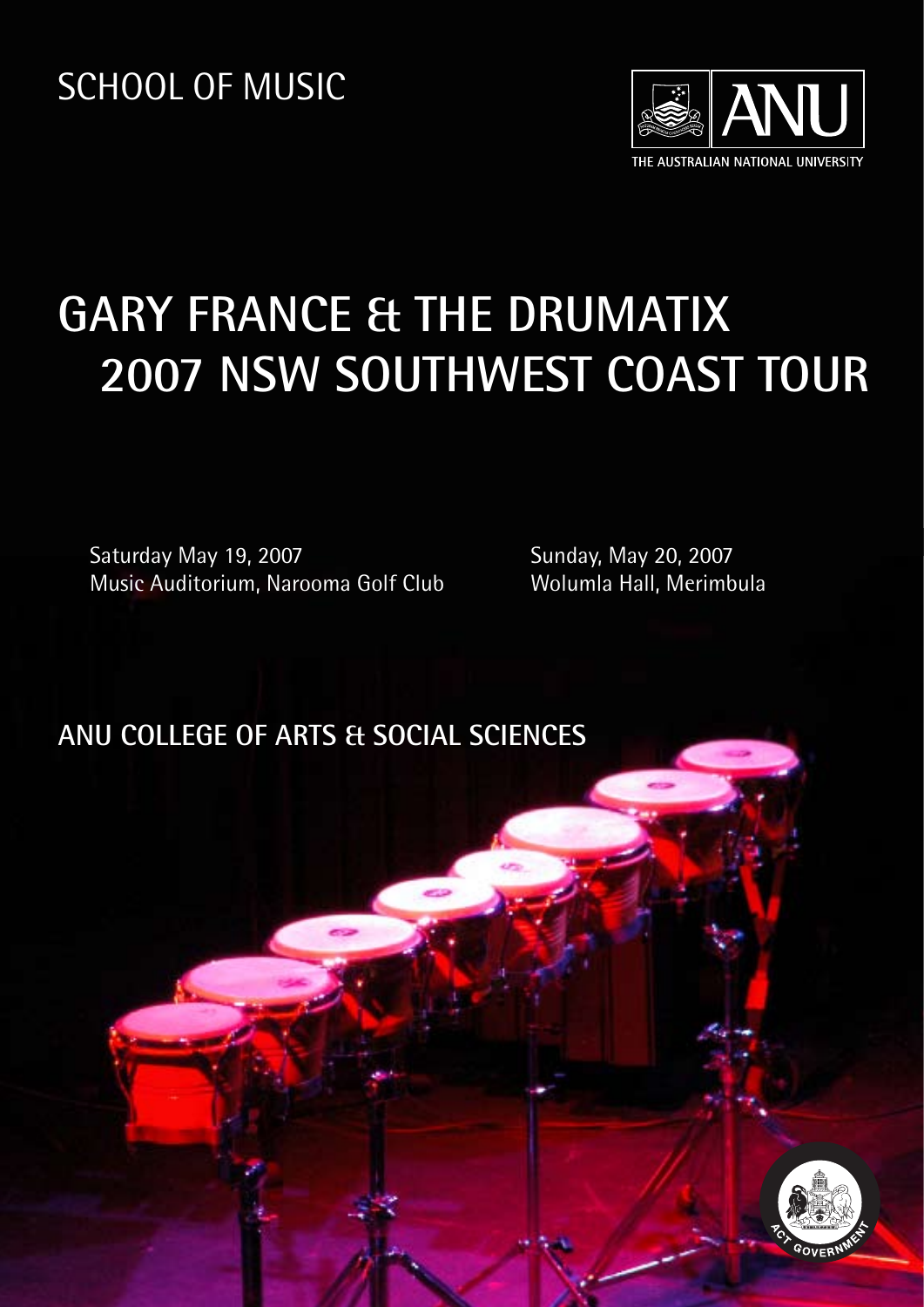SCHOOL OF MUSIC

THE AUSTRALIAN NATIONAL UNIVERSITY

# GARY FRANCE & THE DRUMATIX 2007 NSW SOUTHWEST COAST TOUR

Saturday May 19, 2007
Music Auditorium, Narooma Golf Club

Sunday, May 20, 2007
Wolumla Hall, Merimbula

**ANU COLLEGE OF ARTS & SOCIAL SCIENCES**

ACT GOVERNMENT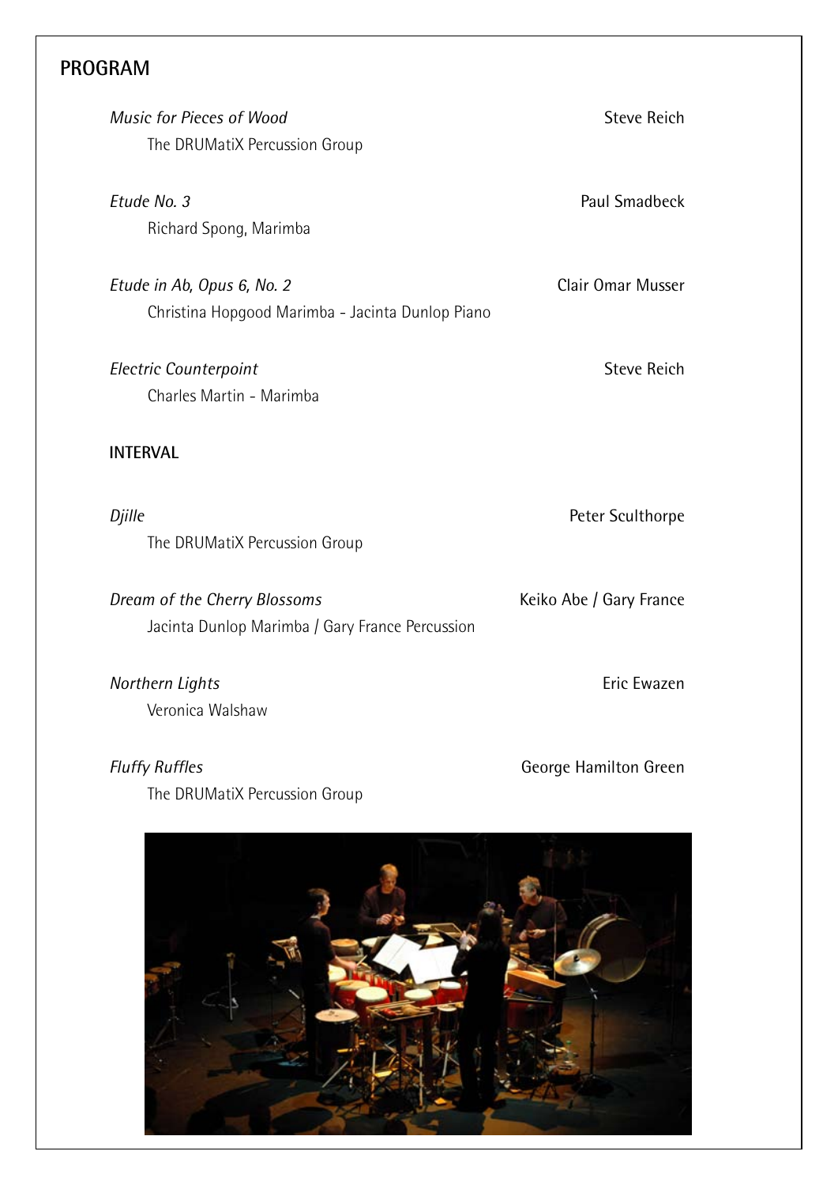## PROGRAM

*Music for Pieces of Wood* — Steve Reich
The DRUMatiX Percussion Group

*Etude No. 3* — Paul Smadbeck
Richard Spong, Marimba

*Etude in Ab, Opus 6, No. 2* — Clair Omar Musser
Christina Hopgood Marimba - Jacinta Dunlop Piano

*Electric Counterpoint* — Steve Reich
Charles Martin - Marimba

**INTERVAL**

*Djille* — Peter Sculthorpe
The DRUMatiX Percussion Group

*Dream of the Cherry Blossoms* — Keiko Abe / Gary France
Jacinta Dunlop Marimba / Gary France Percussion

*Northern Lights* — Eric Ewazen
Veronica Walshaw

*Fluffy Ruffles* — George Hamilton Green
The DRUMatiX Percussion Group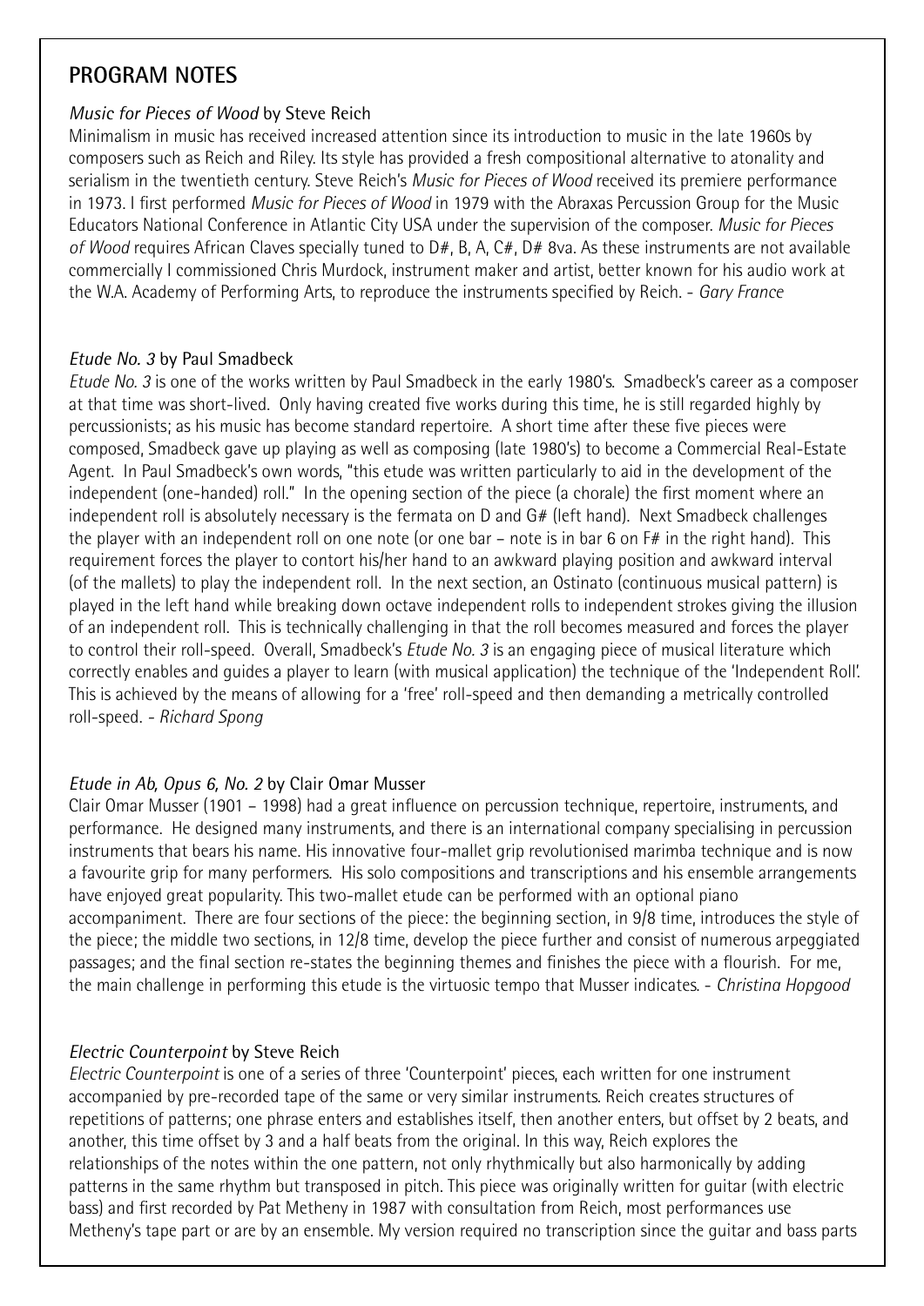## PROGRAM NOTES

*Music for Pieces of Wood* by Steve Reich

Minimalism in music has received increased attention since its introduction to music in the late 1960s by composers such as Reich and Riley. Its style has provided a fresh compositional alternative to atonality and serialism in the twentieth century. Steve Reich's *Music for Pieces of Wood* received its premiere performance in 1973. I first performed *Music for Pieces of Wood* in 1979 with the Abraxas Percussion Group for the Music Educators National Conference in Atlantic City USA under the supervision of the composer. *Music for Pieces of Wood* requires African Claves specially tuned to D#, B, A, C#, D# 8va. As these instruments are not available commercially I commissioned Chris Murdock, instrument maker and artist, better known for his audio work at the W.A. Academy of Performing Arts, to reproduce the instruments specified by Reich. - *Gary France*

*Etude No. 3* by Paul Smadbeck

*Etude No. 3* is one of the works written by Paul Smadbeck in the early 1980's. Smadbeck's career as a composer at that time was short-lived. Only having created five works during this time, he is still regarded highly by percussionists; as his music has become standard repertoire. A short time after these five pieces were composed, Smadbeck gave up playing as well as composing (late 1980's) to become a Commercial Real-Estate Agent. In Paul Smadbeck's own words, "this etude was written particularly to aid in the development of the independent (one-handed) roll." In the opening section of the piece (a chorale) the first moment where an independent roll is absolutely necessary is the fermata on D and G# (left hand). Next Smadbeck challenges the player with an independent roll on one note (or one bar – note is in bar 6 on F# in the right hand). This requirement forces the player to contort his/her hand to an awkward playing position and awkward interval (of the mallets) to play the independent roll. In the next section, an Ostinato (continuous musical pattern) is played in the left hand while breaking down octave independent rolls to independent strokes giving the illusion of an independent roll. This is technically challenging in that the roll becomes measured and forces the player to control their roll-speed. Overall, Smadbeck's *Etude No. 3* is an engaging piece of musical literature which correctly enables and guides a player to learn (with musical application) the technique of the 'Independent Roll'. This is achieved by the means of allowing for a 'free' roll-speed and then demanding a metrically controlled roll-speed. - *Richard Spong*

*Etude in Ab, Opus 6, No. 2* by Clair Omar Musser

Clair Omar Musser (1901 – 1998) had a great influence on percussion technique, repertoire, instruments, and performance. He designed many instruments, and there is an international company specialising in percussion instruments that bears his name. His innovative four-mallet grip revolutionised marimba technique and is now a favourite grip for many performers. His solo compositions and transcriptions and his ensemble arrangements have enjoyed great popularity. This two-mallet etude can be performed with an optional piano accompaniment. There are four sections of the piece: the beginning section, in 9/8 time, introduces the style of the piece; the middle two sections, in 12/8 time, develop the piece further and consist of numerous arpeggiated passages; and the final section re-states the beginning themes and finishes the piece with a flourish. For me, the main challenge in performing this etude is the virtuosic tempo that Musser indicates. - *Christina Hopgood*

*Electric Counterpoint* by Steve Reich

*Electric Counterpoint* is one of a series of three 'Counterpoint' pieces, each written for one instrument accompanied by pre-recorded tape of the same or very similar instruments. Reich creates structures of repetitions of patterns; one phrase enters and establishes itself, then another enters, but offset by 2 beats, and another, this time offset by 3 and a half beats from the original. In this way, Reich explores the relationships of the notes within the one pattern, not only rhythmically but also harmonically by adding patterns in the same rhythm but transposed in pitch. This piece was originally written for guitar (with electric bass) and first recorded by Pat Metheny in 1987 with consultation from Reich, most performances use Metheny's tape part or are by an ensemble. My version required no transcription since the guitar and bass parts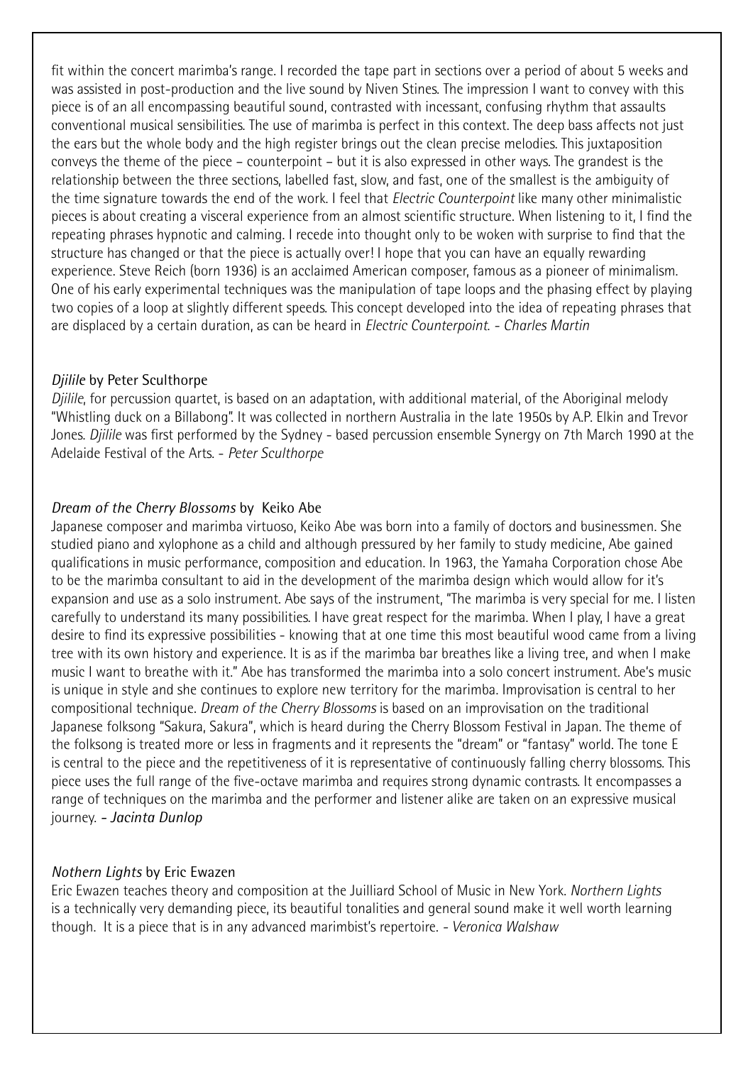fit within the concert marimba's range. I recorded the tape part in sections over a period of about 5 weeks and was assisted in post-production and the live sound by Niven Stines. The impression I want to convey with this piece is of an all encompassing beautiful sound, contrasted with incessant, confusing rhythm that assaults conventional musical sensibilities. The use of marimba is perfect in this context. The deep bass affects not just the ears but the whole body and the high register brings out the clean precise melodies. This juxtaposition conveys the theme of the piece – counterpoint – but it is also expressed in other ways. The grandest is the relationship between the three sections, labelled fast, slow, and fast, one of the smallest is the ambiguity of the time signature towards the end of the work. I feel that *Electric Counterpoint* like many other minimalistic pieces is about creating a visceral experience from an almost scientific structure. When listening to it, I find the repeating phrases hypnotic and calming. I recede into thought only to be woken with surprise to find that the structure has changed or that the piece is actually over! I hope that you can have an equally rewarding experience. Steve Reich (born 1936) is an acclaimed American composer, famous as a pioneer of minimalism. One of his early experimental techniques was the manipulation of tape loops and the phasing effect by playing two copies of a loop at slightly different speeds. This concept developed into the idea of repeating phrases that are displaced by a certain duration, as can be heard in *Electric Counterpoint*. - *Charles Martin*

*Djilile* by Peter Sculthorpe

*Djilile*, for percussion quartet, is based on an adaptation, with additional material, of the Aboriginal melody "Whistling duck on a Billabong". It was collected in northern Australia in the late 1950s by A.P. Elkin and Trevor Jones. *Djilile* was first performed by the Sydney - based percussion ensemble Synergy on 7th March 1990 at the Adelaide Festival of the Arts. - *Peter Sculthorpe*

*Dream of the Cherry Blossoms* by Keiko Abe

Japanese composer and marimba virtuoso, Keiko Abe was born into a family of doctors and businessmen. She studied piano and xylophone as a child and although pressured by her family to study medicine, Abe gained qualifications in music performance, composition and education. In 1963, the Yamaha Corporation chose Abe to be the marimba consultant to aid in the development of the marimba design which would allow for it's expansion and use as a solo instrument. Abe says of the instrument, "The marimba is very special for me. I listen carefully to understand its many possibilities. I have great respect for the marimba. When I play, I have a great desire to find its expressive possibilities - knowing that at one time this most beautiful wood came from a living tree with its own history and experience. It is as if the marimba bar breathes like a living tree, and when I make music I want to breathe with it." Abe has transformed the marimba into a solo concert instrument. Abe's music is unique in style and she continues to explore new territory for the marimba. Improvisation is central to her compositional technique. *Dream of the Cherry Blossoms* is based on an improvisation on the traditional Japanese folksong "Sakura, Sakura", which is heard during the Cherry Blossom Festival in Japan. The theme of the folksong is treated more or less in fragments and it represents the "dream" or "fantasy" world. The tone E is central to the piece and the repetitiveness of it is representative of continuously falling cherry blossoms. This piece uses the full range of the five-octave marimba and requires strong dynamic contrasts. It encompasses a range of techniques on the marimba and the performer and listener alike are taken on an expressive musical journey. - ***Jacinta Dunlop***

*Nothern Lights* by Eric Ewazen

Eric Ewazen teaches theory and composition at the Juilliard School of Music in New York. *Northern Lights* is a technically very demanding piece, its beautiful tonalities and general sound make it well worth learning though. It is a piece that is in any advanced marimbist's repertoire. - *Veronica Walshaw*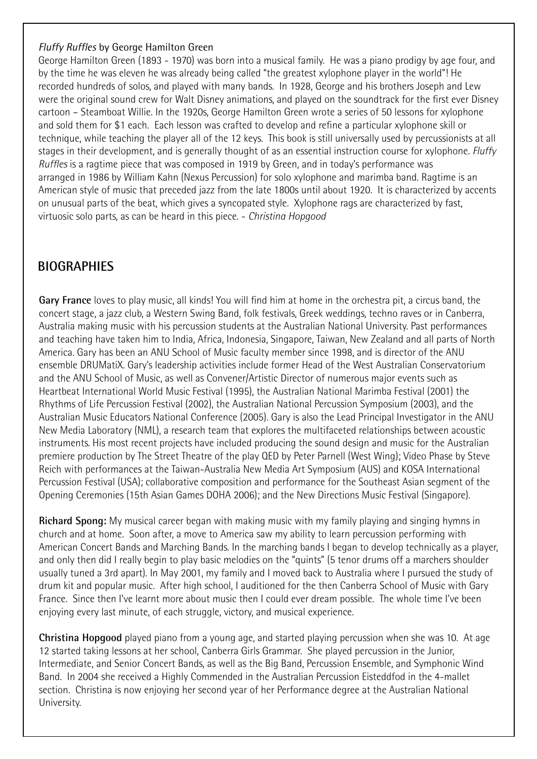*Fluffy Ruffles* by George Hamilton Green

George Hamilton Green (1893 - 1970) was born into a musical family. He was a piano prodigy by age four, and by the time he was eleven he was already being called "the greatest xylophone player in the world"! He recorded hundreds of solos, and played with many bands. In 1928, George and his brothers Joseph and Lew were the original sound crew for Walt Disney animations, and played on the soundtrack for the first ever Disney cartoon – Steamboat Willie. In the 1920s, George Hamilton Green wrote a series of 50 lessons for xylophone and sold them for $1 each. Each lesson was crafted to develop and refine a particular xylophone skill or technique, while teaching the player all of the 12 keys. This book is still universally used by percussionists at all stages in their development, and is generally thought of as an essential instruction course for xylophone. *Fluffy Ruffles* is a ragtime piece that was composed in 1919 by Green, and in today's performance was arranged in 1986 by William Kahn (Nexus Percussion) for solo xylophone and marimba band. Ragtime is an American style of music that preceded jazz from the late 1800s until about 1920. It is characterized by accents on unusual parts of the beat, which gives a syncopated style. Xylophone rags are characterized by fast, virtuosic solo parts, as can be heard in this piece. - *Christina Hopgood*

## BIOGRAPHIES

**Gary France** loves to play music, all kinds! You will find him at home in the orchestra pit, a circus band, the concert stage, a jazz club, a Western Swing Band, folk festivals, Greek weddings, techno raves or in Canberra, Australia making music with his percussion students at the Australian National University. Past performances and teaching have taken him to India, Africa, Indonesia, Singapore, Taiwan, New Zealand and all parts of North America. Gary has been an ANU School of Music faculty member since 1998, and is director of the ANU ensemble DRUMatiX. Gary's leadership activities include former Head of the West Australian Conservatorium and the ANU School of Music, as well as Convener/Artistic Director of numerous major events such as Heartbeat International World Music Festival (1995), the Australian National Marimba Festival (2001) the Rhythms of Life Percussion Festival (2002), the Australian National Percussion Symposium (2003), and the Australian Music Educators National Conference (2005). Gary is also the Lead Principal Investigator in the ANU New Media Laboratory (NML), a research team that explores the multifaceted relationships between acoustic instruments. His most recent projects have included producing the sound design and music for the Australian premiere production by The Street Theatre of the play QED by Peter Parnell (West Wing); Video Phase by Steve Reich with performances at the Taiwan-Australia New Media Art Symposium (AUS) and KOSA International Percussion Festival (USA); collaborative composition and performance for the Southeast Asian segment of the Opening Ceremonies (15th Asian Games DOHA 2006); and the New Directions Music Festival (Singapore).

**Richard Spong:** My musical career began with making music with my family playing and singing hymns in church and at home. Soon after, a move to America saw my ability to learn percussion performing with American Concert Bands and Marching Bands. In the marching bands I began to develop technically as a player, and only then did I really begin to play basic melodies on the "quints" (5 tenor drums off a marchers shoulder usually tuned a 3rd apart). In May 2001, my family and I moved back to Australia where I pursued the study of drum kit and popular music. After high school, I auditioned for the then Canberra School of Music with Gary France. Since then I've learnt more about music then I could ever dream possible. The whole time I've been enjoying every last minute, of each struggle, victory, and musical experience.

**Christina Hopgood** played piano from a young age, and started playing percussion when she was 10. At age 12 started taking lessons at her school, Canberra Girls Grammar. She played percussion in the Junior, Intermediate, and Senior Concert Bands, as well as the Big Band, Percussion Ensemble, and Symphonic Wind Band. In 2004 she received a Highly Commended in the Australian Percussion Eisteddfod in the 4-mallet section. Christina is now enjoying her second year of her Performance degree at the Australian National University.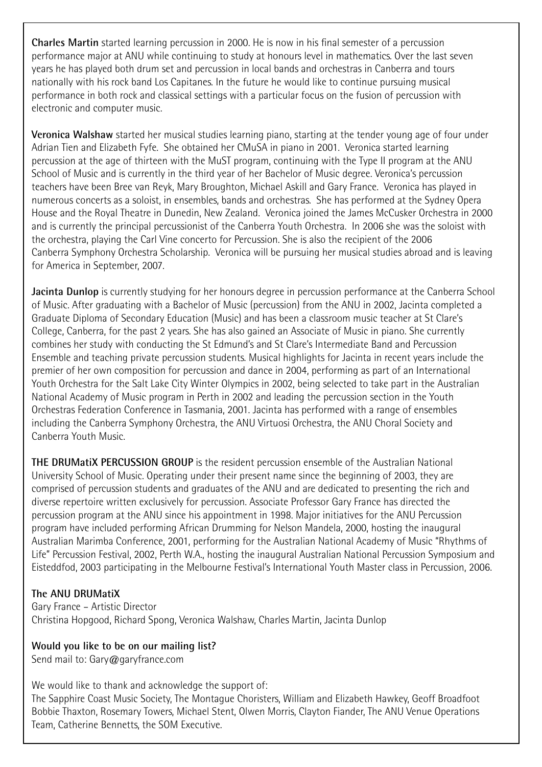**Charles Martin** started learning percussion in 2000. He is now in his final semester of a percussion performance major at ANU while continuing to study at honours level in mathematics. Over the last seven years he has played both drum set and percussion in local bands and orchestras in Canberra and tours nationally with his rock band Los Capitanes. In the future he would like to continue pursuing musical performance in both rock and classical settings with a particular focus on the fusion of percussion with electronic and computer music.

**Veronica Walshaw** started her musical studies learning piano, starting at the tender young age of four under Adrian Tien and Elizabeth Fyfe. She obtained her CMuSA in piano in 2001. Veronica started learning percussion at the age of thirteen with the MuST program, continuing with the Type II program at the ANU School of Music and is currently in the third year of her Bachelor of Music degree. Veronica's percussion teachers have been Bree van Reyk, Mary Broughton, Michael Askill and Gary France. Veronica has played in numerous concerts as a soloist, in ensembles, bands and orchestras. She has performed at the Sydney Opera House and the Royal Theatre in Dunedin, New Zealand. Veronica joined the James McCusker Orchestra in 2000 and is currently the principal percussionist of the Canberra Youth Orchestra. In 2006 she was the soloist with the orchestra, playing the Carl Vine concerto for Percussion. She is also the recipient of the 2006 Canberra Symphony Orchestra Scholarship. Veronica will be pursuing her musical studies abroad and is leaving for America in September, 2007.

**Jacinta Dunlop** is currently studying for her honours degree in percussion performance at the Canberra School of Music. After graduating with a Bachelor of Music (percussion) from the ANU in 2002, Jacinta completed a Graduate Diploma of Secondary Education (Music) and has been a classroom music teacher at St Clare's College, Canberra, for the past 2 years. She has also gained an Associate of Music in piano. She currently combines her study with conducting the St Edmund's and St Clare's Intermediate Band and Percussion Ensemble and teaching private percussion students. Musical highlights for Jacinta in recent years include the premier of her own composition for percussion and dance in 2004, performing as part of an International Youth Orchestra for the Salt Lake City Winter Olympics in 2002, being selected to take part in the Australian National Academy of Music program in Perth in 2002 and leading the percussion section in the Youth Orchestras Federation Conference in Tasmania, 2001. Jacinta has performed with a range of ensembles including the Canberra Symphony Orchestra, the ANU Virtuosi Orchestra, the ANU Choral Society and Canberra Youth Music.

**THE DRUMatiX PERCUSSION GROUP** is the resident percussion ensemble of the Australian National University School of Music. Operating under their present name since the beginning of 2003, they are comprised of percussion students and graduates of the ANU and are dedicated to presenting the rich and diverse repertoire written exclusively for percussion. Associate Professor Gary France has directed the percussion program at the ANU since his appointment in 1998. Major initiatives for the ANU Percussion program have included performing African Drumming for Nelson Mandela, 2000, hosting the inaugural Australian Marimba Conference, 2001, performing for the Australian National Academy of Music "Rhythms of Life" Percussion Festival, 2002, Perth W.A., hosting the inaugural Australian National Percussion Symposium and Eisteddfod, 2003 participating in the Melbourne Festival's International Youth Master class in Percussion, 2006.

**The ANU DRUMatiX**

Gary France – Artistic Director
Christina Hopgood, Richard Spong, Veronica Walshaw, Charles Martin, Jacinta Dunlop

**Would you like to be on our mailing list?**

Send mail to: Gary@garyfrance.com

We would like to thank and acknowledge the support of:
The Sapphire Coast Music Society, The Montague Choristers, William and Elizabeth Hawkey, Geoff Broadfoot Bobbie Thaxton, Rosemary Towers, Michael Stent, Olwen Morris, Clayton Fiander, The ANU Venue Operations Team, Catherine Bennetts, the SOM Executive.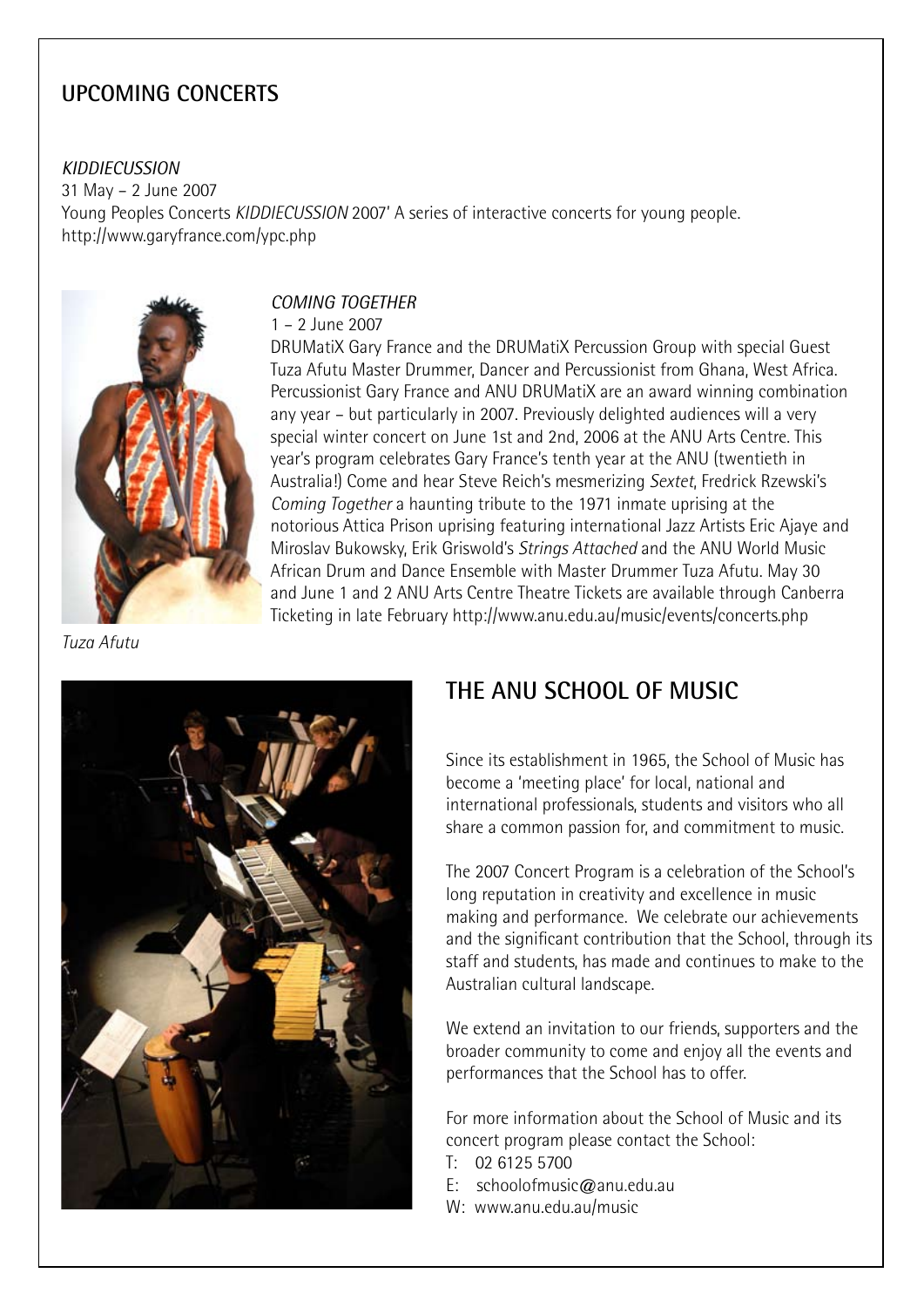## UPCOMING CONCERTS

*KIDDIECUSSION*
31 May – 2 June 2007
Young Peoples Concerts *KIDDIECUSSION* 2007' A series of interactive concerts for young people.
http://www.garyfrance.com/ypc.php

*COMING TOGETHER*
1 – 2 June 2007
DRUMatiX Gary France and the DRUMatiX Percussion Group with special Guest Tuza Afutu Master Drummer, Dancer and Percussionist from Ghana, West Africa. Percussionist Gary France and ANU DRUMatiX are an award winning combination any year – but particularly in 2007. Previously delighted audiences will a very special winter concert on June 1st and 2nd, 2006 at the ANU Arts Centre. This year's program celebrates Gary France's tenth year at the ANU (twentieth in Australia!) Come and hear Steve Reich's mesmerizing *Sextet*, Fredrick Rzewski's *Coming Together* a haunting tribute to the 1971 inmate uprising at the notorious Attica Prison uprising featuring international Jazz Artists Eric Ajaye and Miroslav Bukowsky, Erik Griswold's *Strings Attached* and the ANU World Music African Drum and Dance Ensemble with Master Drummer Tuza Afutu. May 30 and June 1 and 2 ANU Arts Centre Theatre Tickets are available through Canberra Ticketing in late February http://www.anu.edu.au/music/events/concerts.php

*Tuza Afutu*

## THE ANU SCHOOL OF MUSIC

Since its establishment in 1965, the School of Music has become a 'meeting place' for local, national and international professionals, students and visitors who all share a common passion for, and commitment to music.

The 2007 Concert Program is a celebration of the School's long reputation in creativity and excellence in music making and performance. We celebrate our achievements and the significant contribution that the School, through its staff and students, has made and continues to make to the Australian cultural landscape.

We extend an invitation to our friends, supporters and the broader community to come and enjoy all the events and performances that the School has to offer.

For more information about the School of Music and its concert program please contact the School:

T: 02 6125 5700
E: schoolofmusic@anu.edu.au
W: www.anu.edu.au/music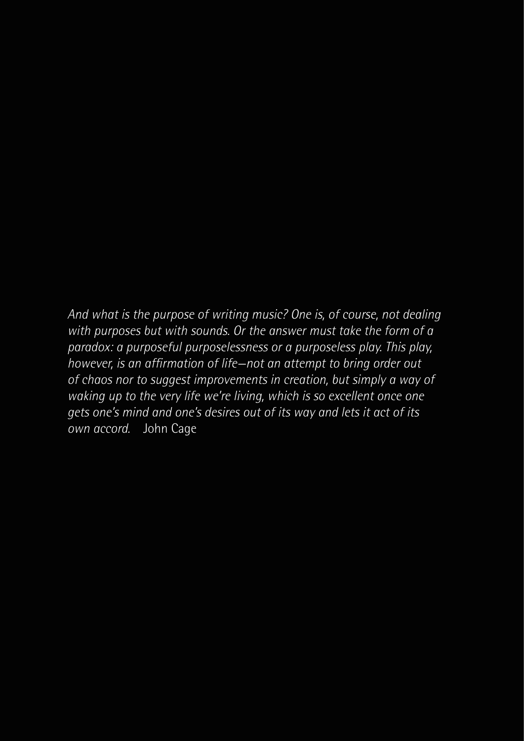*And what is the purpose of writing music? One is, of course, not dealing with purposes but with sounds. Or the answer must take the form of a paradox: a purposeful purposelessness or a purposeless play. This play, however, is an affirmation of life—not an attempt to bring order out of chaos nor to suggest improvements in creation, but simply a way of waking up to the very life we're living, which is so excellent once one gets one's mind and one's desires out of its way and lets it act of its own accord.* John Cage